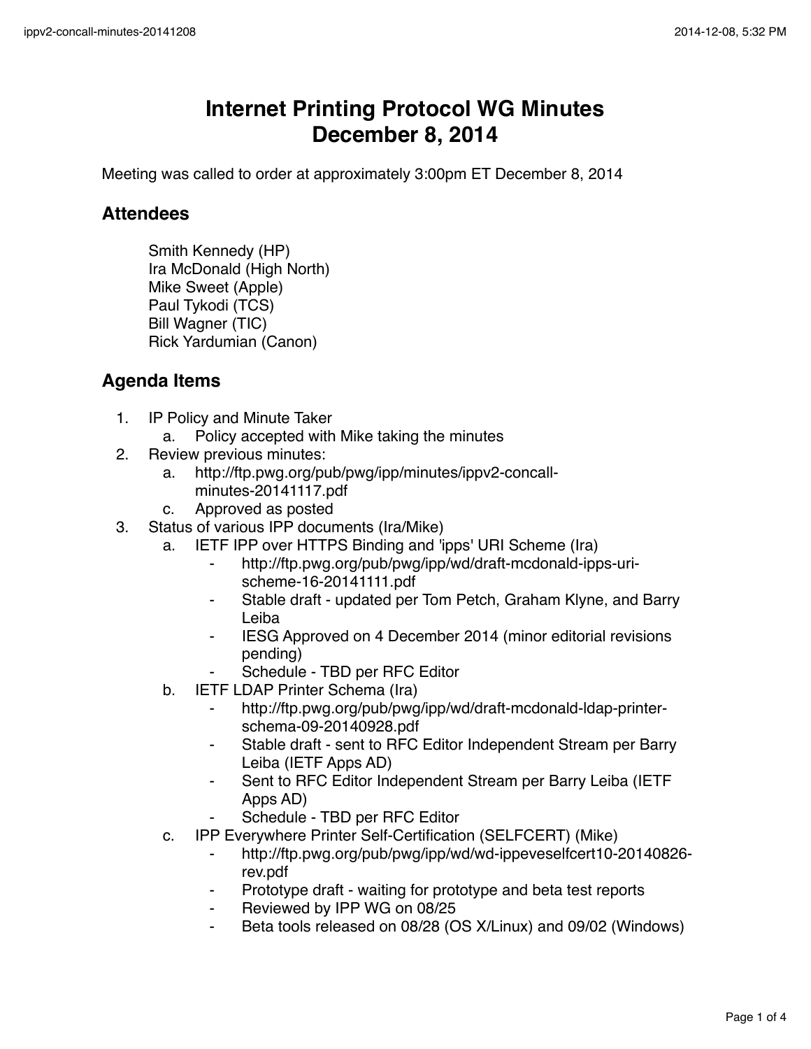# Internet Printing Protocol WG Minutes
# December 8, 2014

Meeting was called to order at approximately 3:00pm ET December 8, 2014

## Attendees

Smith Kennedy (HP)
Ira McDonald (High North)
Mike Sweet (Apple)
Paul Tykodi (TCS)
Bill Wagner (TIC)
Rick Yardumian (Canon)

## Agenda Items

1. IP Policy and Minute Taker
    a. Policy accepted with Mike taking the minutes
2. Review previous minutes:
    a. http://ftp.pwg.org/pub/pwg/ipp/minutes/ippv2-concall-minutes-20141117.pdf
    c. Approved as posted
3. Status of various IPP documents (Ira/Mike)
    a. IETF IPP over HTTPS Binding and 'ipps' URI Scheme (Ira)
        - http://ftp.pwg.org/pub/pwg/ipp/wd/draft-mcdonald-ipps-uri-scheme-16-20141111.pdf
        - Stable draft - updated per Tom Petch, Graham Klyne, and Barry Leiba
        - IESG Approved on 4 December 2014 (minor editorial revisions pending)
        - Schedule - TBD per RFC Editor
    b. IETF LDAP Printer Schema (Ira)
        - http://ftp.pwg.org/pub/pwg/ipp/wd/draft-mcdonald-ldap-printer-schema-09-20140928.pdf
        - Stable draft - sent to RFC Editor Independent Stream per Barry Leiba (IETF Apps AD)
        - Sent to RFC Editor Independent Stream per Barry Leiba (IETF Apps AD)
        - Schedule - TBD per RFC Editor
    c. IPP Everywhere Printer Self-Certification (SELFCERT) (Mike)
        - http://ftp.pwg.org/pub/pwg/ipp/wd/wd-ippeveselfcert10-20140826-rev.pdf
        - Prototype draft - waiting for prototype and beta test reports
        - Reviewed by IPP WG on 08/25
        - Beta tools released on 08/28 (OS X/Linux) and 09/02 (Windows)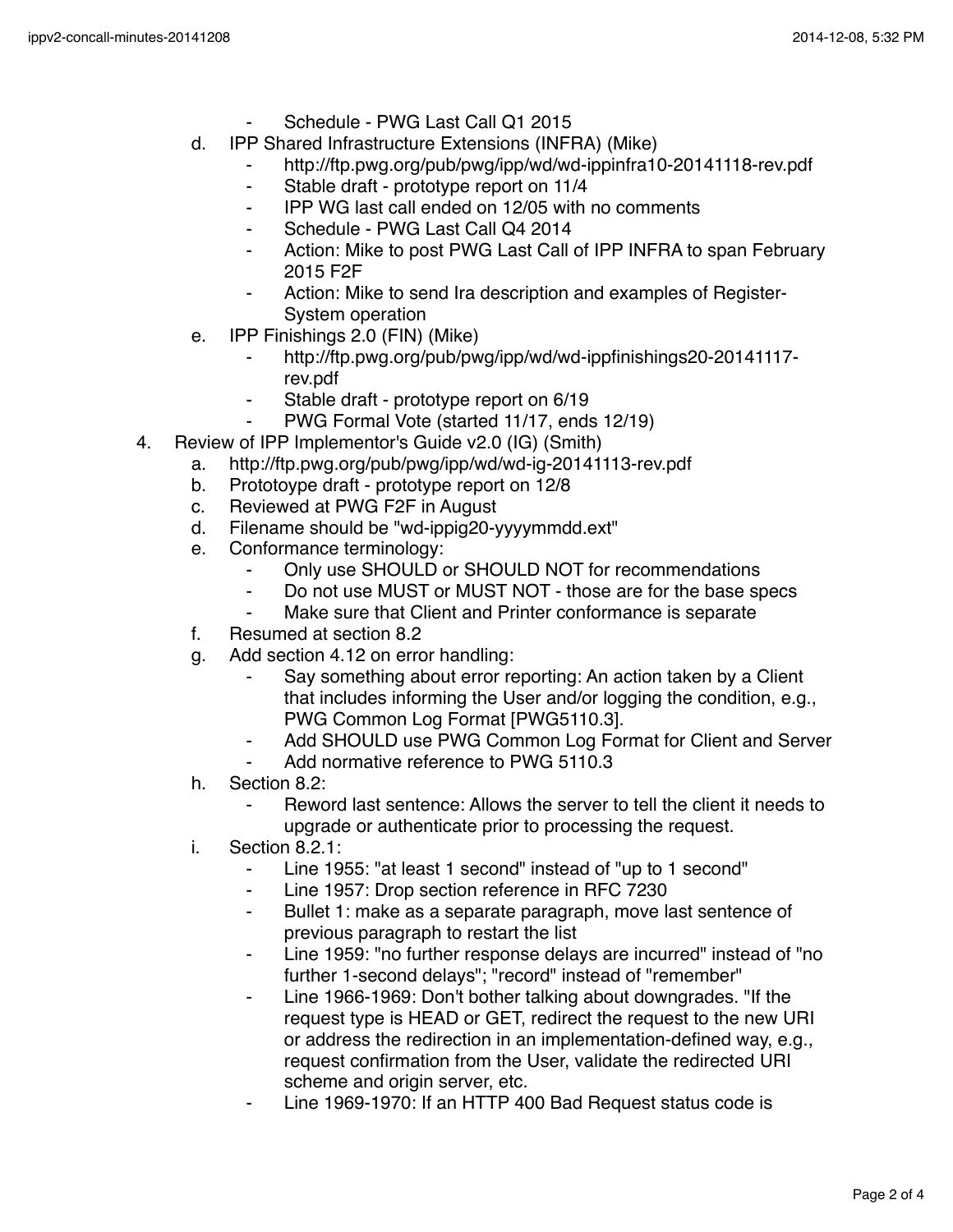- Schedule - PWG Last Call Q1 2015

d. IPP Shared Infrastructure Extensions (INFRA) (Mike)
    - http://ftp.pwg.org/pub/pwg/ipp/wd/wd-ippinfra10-20141118-rev.pdf
    - Stable draft - prototype report on 11/4
    - IPP WG last call ended on 12/05 with no comments
    - Schedule - PWG Last Call Q4 2014
    - Action: Mike to post PWG Last Call of IPP INFRA to span February 2015 F2F
    - Action: Mike to send Ira description and examples of Register-System operation

e. IPP Finishings 2.0 (FIN) (Mike)
    - http://ftp.pwg.org/pub/pwg/ipp/wd/wd-ippfinishings20-20141117-rev.pdf
    - Stable draft - prototype report on 6/19
    - PWG Formal Vote (started 11/17, ends 12/19)

4. Review of IPP Implementor's Guide v2.0 (IG) (Smith)
    a. http://ftp.pwg.org/pub/pwg/ipp/wd/wd-ig-20141113-rev.pdf
    b. Prototoype draft - prototype report on 12/8
    c. Reviewed at PWG F2F in August
    d. Filename should be "wd-ippig20-yyyymmdd.ext"
    e. Conformance terminology:
        - Only use SHOULD or SHOULD NOT for recommendations
        - Do not use MUST or MUST NOT - those are for the base specs
        - Make sure that Client and Printer conformance is separate
    f. Resumed at section 8.2
    g. Add section 4.12 on error handling:
        - Say something about error reporting: An action taken by a Client that includes informing the User and/or logging the condition, e.g., PWG Common Log Format [PWG5110.3].
        - Add SHOULD use PWG Common Log Format for Client and Server
        - Add normative reference to PWG 5110.3
    h. Section 8.2:
        - Reword last sentence: Allows the server to tell the client it needs to upgrade or authenticate prior to processing the request.
    i. Section 8.2.1:
        - Line 1955: "at least 1 second" instead of "up to 1 second"
        - Line 1957: Drop section reference in RFC 7230
        - Bullet 1: make as a separate paragraph, move last sentence of previous paragraph to restart the list
        - Line 1959: "no further response delays are incurred" instead of "no further 1-second delays"; "record" instead of "remember"
        - Line 1966-1969: Don't bother talking about downgrades. "If the request type is HEAD or GET, redirect the request to the new URI or address the redirection in an implementation-defined way, e.g., request confirmation from the User, validate the redirected URI scheme and origin server, etc.
        - Line 1969-1970: If an HTTP 400 Bad Request status code is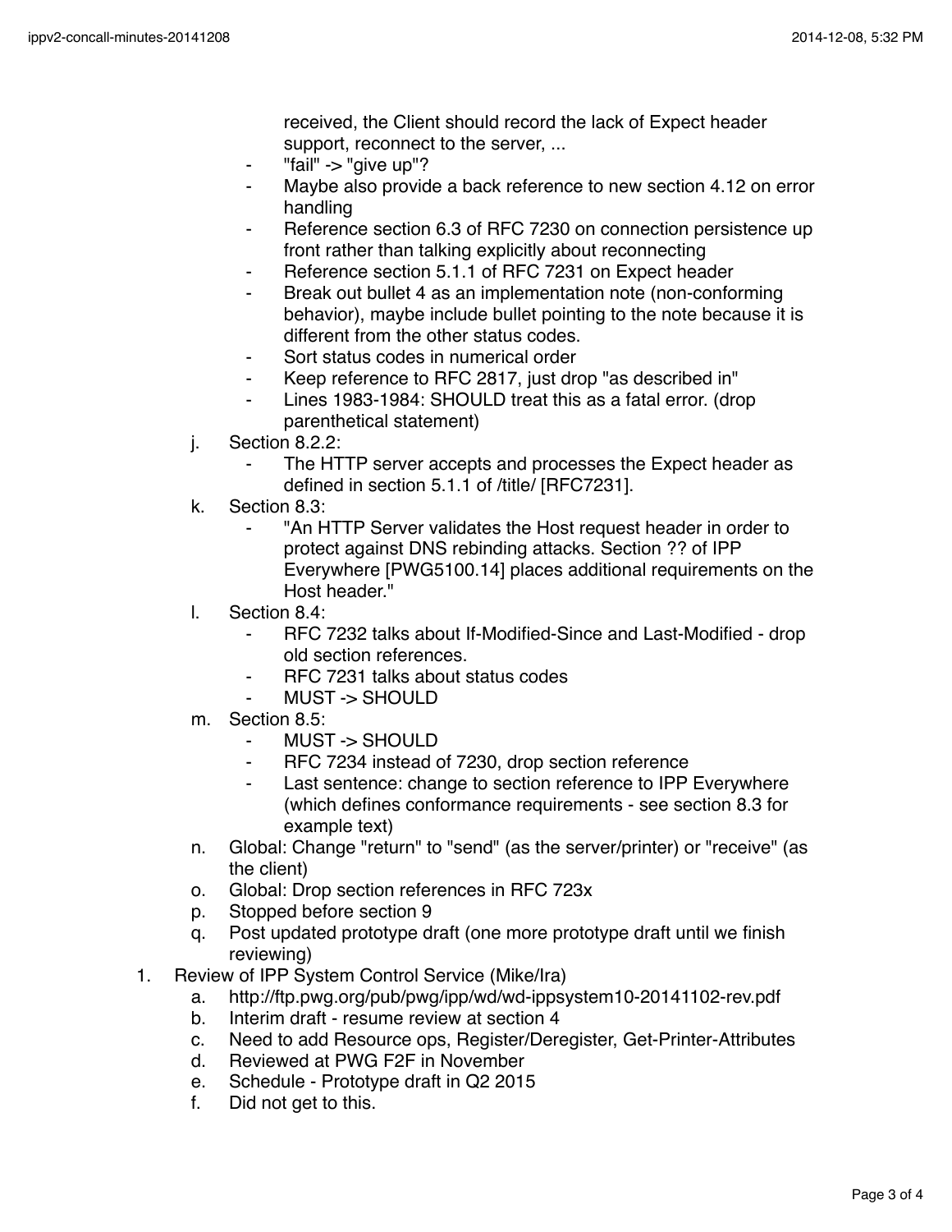received, the Client should record the lack of Expect header support, reconnect to the server, ...
  - "fail" -> "give up"?
  - Maybe also provide a back reference to new section 4.12 on error handling
  - Reference section 6.3 of RFC 7230 on connection persistence up front rather than talking explicitly about reconnecting
  - Reference section 5.1.1 of RFC 7231 on Expect header
  - Break out bullet 4 as an implementation note (non-conforming behavior), maybe include bullet pointing to the note because it is different from the other status codes.
  - Sort status codes in numerical order
  - Keep reference to RFC 2817, just drop "as described in"
  - Lines 1983-1984: SHOULD treat this as a fatal error. (drop parenthetical statement)

j. Section 8.2.2:
  - The HTTP server accepts and processes the Expect header as defined in section 5.1.1 of /title/ [RFC7231].

k. Section 8.3:
  - "An HTTP Server validates the Host request header in order to protect against DNS rebinding attacks. Section ?? of IPP Everywhere [PWG5100.14] places additional requirements on the Host header."

l. Section 8.4:
  - RFC 7232 talks about If-Modified-Since and Last-Modified - drop old section references.
  - RFC 7231 talks about status codes
  - MUST -> SHOULD

m. Section 8.5:
  - MUST -> SHOULD
  - RFC 7234 instead of 7230, drop section reference
  - Last sentence: change to section reference to IPP Everywhere (which defines conformance requirements - see section 8.3 for example text)

n. Global: Change "return" to "send" (as the server/printer) or "receive" (as the client)

o. Global: Drop section references in RFC 723x

p. Stopped before section 9

q. Post updated prototype draft (one more prototype draft until we finish reviewing)

1. Review of IPP System Control Service (Mike/Ira)
   a. http://ftp.pwg.org/pub/pwg/ipp/wd/wd-ippsystem10-20141102-rev.pdf
   b. Interim draft - resume review at section 4
   c. Need to add Resource ops, Register/Deregister, Get-Printer-Attributes
   d. Reviewed at PWG F2F in November
   e. Schedule - Prototype draft in Q2 2015
   f. Did not get to this.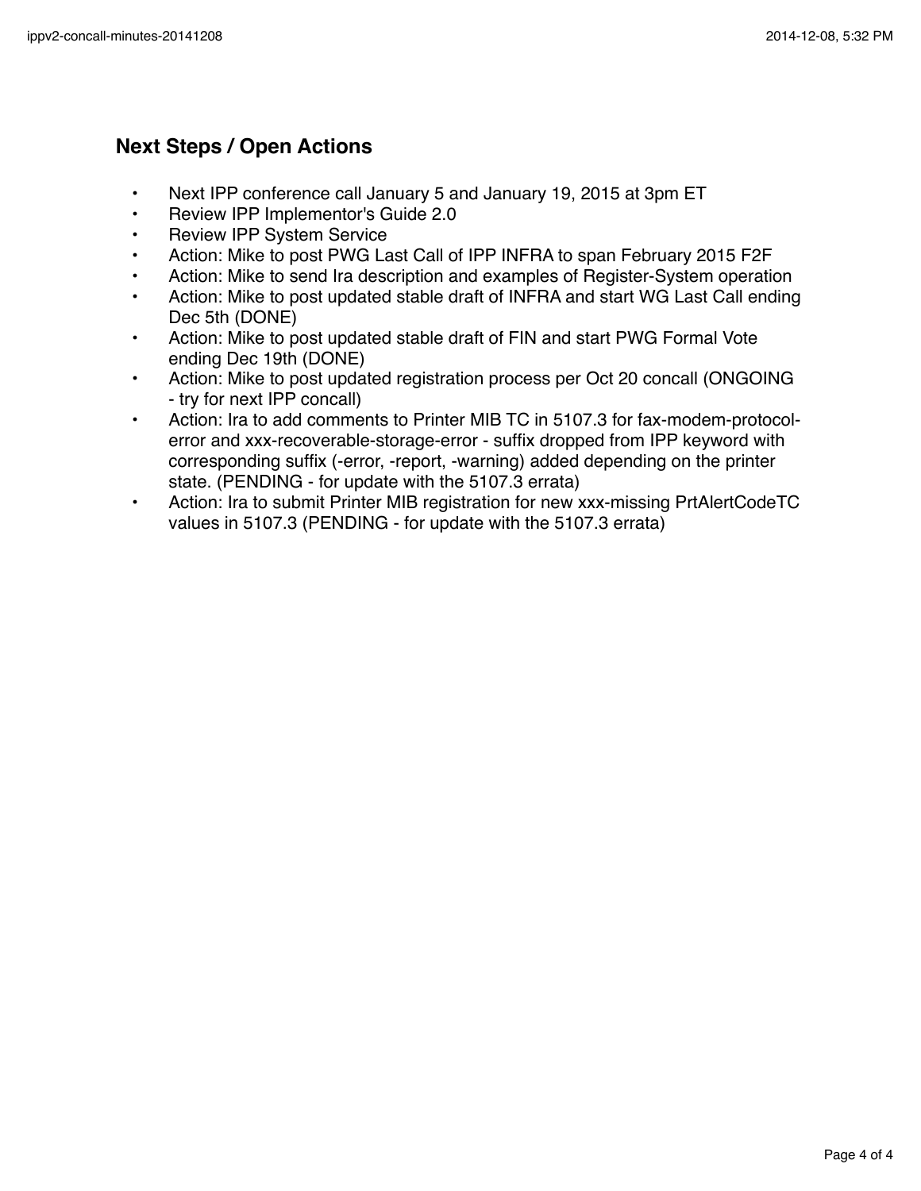## Next Steps / Open Actions

- Next IPP conference call January 5 and January 19, 2015 at 3pm ET
- Review IPP Implementor's Guide 2.0
- Review IPP System Service
- Action: Mike to post PWG Last Call of IPP INFRA to span February 2015 F2F
- Action: Mike to send Ira description and examples of Register-System operation
- Action: Mike to post updated stable draft of INFRA and start WG Last Call ending Dec 5th (DONE)
- Action: Mike to post updated stable draft of FIN and start PWG Formal Vote ending Dec 19th (DONE)
- Action: Mike to post updated registration process per Oct 20 concall (ONGOING - try for next IPP concall)
- Action: Ira to add comments to Printer MIB TC in 5107.3 for fax-modem-protocol-error and xxx-recoverable-storage-error - suffix dropped from IPP keyword with corresponding suffix (-error, -report, -warning) added depending on the printer state. (PENDING - for update with the 5107.3 errata)
- Action: Ira to submit Printer MIB registration for new xxx-missing PrtAlertCodeTC values in 5107.3 (PENDING - for update with the 5107.3 errata)